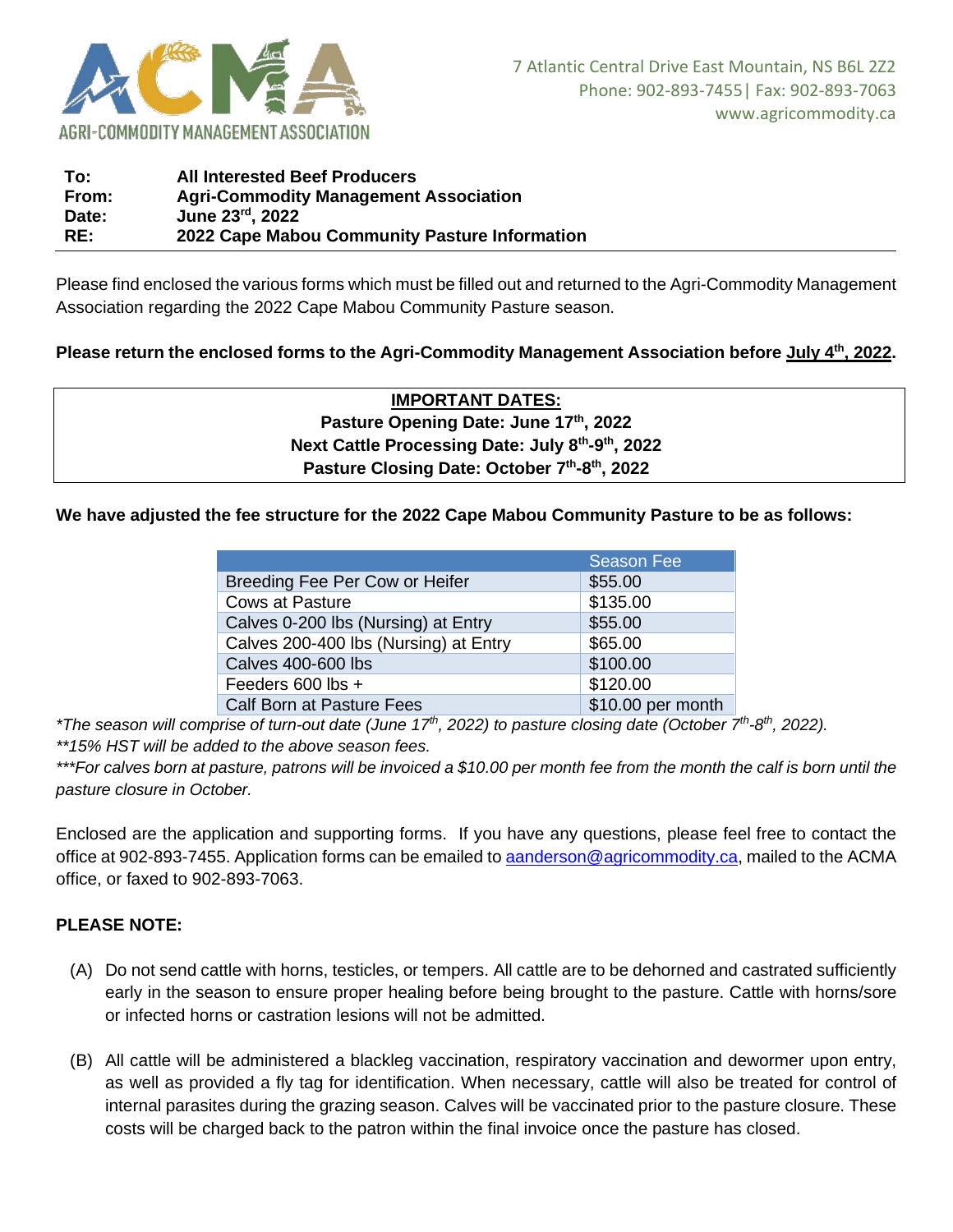AGRI-COMMODITY MANAGEMENT ASSOCIATION

7 Atlantic Central Drive East Mountain, NS B6L 2Z2
Phone: 902-893-7455| Fax: 902-893-7063
www.agricommodity.ca

| | |
|---|---|
| **To:** | **All Interested Beef Producers** |
| **From:** | **Agri-Commodity Management Association** |
| **Date:** | **June 23rd, 2022** |
| **RE:** | **2022 Cape Mabou Community Pasture Information** |

Please find enclosed the various forms which must be filled out and returned to the Agri-Commodity Management Association regarding the 2022 Cape Mabou Community Pasture season.

**Please return the enclosed forms to the Agri-Commodity Management Association before July 4th, 2022.**

**IMPORTANT DATES:**
**Pasture Opening Date: June 17th, 2022**
**Next Cattle Processing Date: July 8th-9th, 2022**
**Pasture Closing Date: October 7th-8th, 2022**

**We have adjusted the fee structure for the 2022 Cape Mabou Community Pasture to be as follows:**

| | Season Fee |
|---|---|
| Breeding Fee Per Cow or Heifer | $55.00 |
| Cows at Pasture | $135.00 |
| Calves 0-200 lbs (Nursing) at Entry | $55.00 |
| Calves 200-400 lbs (Nursing) at Entry | $65.00 |
| Calves 400-600 lbs | $100.00 |
| Feeders 600 lbs + | $120.00 |
| Calf Born at Pasture Fees | $10.00 per month |

*\*The season will comprise of turn-out date (June 17th, 2022) to pasture closing date (October 7th-8th, 2022).*
*\*\*15% HST will be added to the above season fees.*
*\*\*\*For calves born at pasture, patrons will be invoiced a $10.00 per month fee from the month the calf is born until the pasture closure in October.*

Enclosed are the application and supporting forms. If you have any questions, please feel free to contact the office at 902-893-7455. Application forms can be emailed to aanderson@agricommodity.ca, mailed to the ACMA office, or faxed to 902-893-7063.

**PLEASE NOTE:**

(A) Do not send cattle with horns, testicles, or tempers. All cattle are to be dehorned and castrated sufficiently early in the season to ensure proper healing before being brought to the pasture. Cattle with horns/sore or infected horns or castration lesions will not be admitted.

(B) All cattle will be administered a blackleg vaccination, respiratory vaccination and dewormer upon entry, as well as provided a fly tag for identification. When necessary, cattle will also be treated for control of internal parasites during the grazing season. Calves will be vaccinated prior to the pasture closure. These costs will be charged back to the patron within the final invoice once the pasture has closed.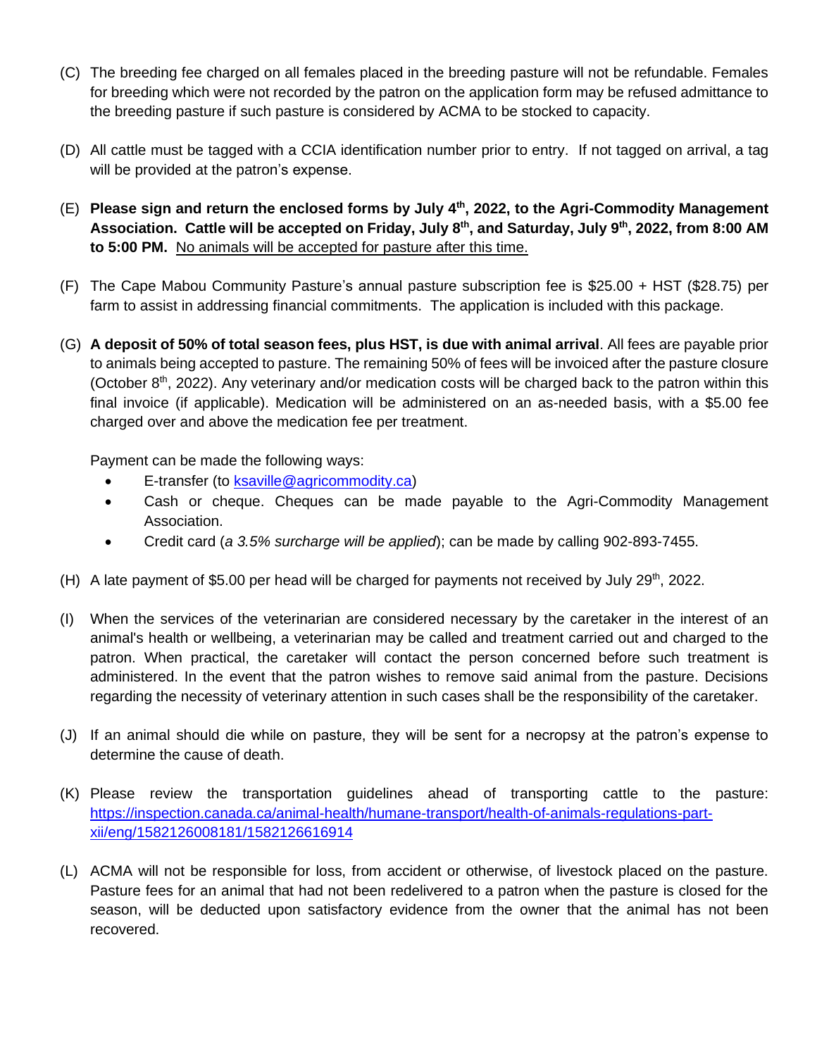(C) The breeding fee charged on all females placed in the breeding pasture will not be refundable. Females for breeding which were not recorded by the patron on the application form may be refused admittance to the breeding pasture if such pasture is considered by ACMA to be stocked to capacity.

(D) All cattle must be tagged with a CCIA identification number prior to entry. If not tagged on arrival, a tag will be provided at the patron's expense.

(E) **Please sign and return the enclosed forms by July 4th, 2022, to the Agri-Commodity Management Association. Cattle will be accepted on Friday, July 8th, and Saturday, July 9th, 2022, from 8:00 AM to 5:00 PM.** No animals will be accepted for pasture after this time.

(F) The Cape Mabou Community Pasture's annual pasture subscription fee is $25.00 + HST ($28.75) per farm to assist in addressing financial commitments. The application is included with this package.

(G) **A deposit of 50% of total season fees, plus HST, is due with animal arrival**. All fees are payable prior to animals being accepted to pasture. The remaining 50% of fees will be invoiced after the pasture closure (October 8th, 2022). Any veterinary and/or medication costs will be charged back to the patron within this final invoice (if applicable). Medication will be administered on an as-needed basis, with a $5.00 fee charged over and above the medication fee per treatment.

Payment can be made the following ways:

- E-transfer (to ksaville@agricommodity.ca)
- Cash or cheque. Cheques can be made payable to the Agri-Commodity Management Association.
- Credit card (*a 3.5% surcharge will be applied*); can be made by calling 902-893-7455.

(H) A late payment of $5.00 per head will be charged for payments not received by July 29th, 2022.

(I) When the services of the veterinarian are considered necessary by the caretaker in the interest of an animal's health or wellbeing, a veterinarian may be called and treatment carried out and charged to the patron. When practical, the caretaker will contact the person concerned before such treatment is administered. In the event that the patron wishes to remove said animal from the pasture. Decisions regarding the necessity of veterinary attention in such cases shall be the responsibility of the caretaker.

(J) If an animal should die while on pasture, they will be sent for a necropsy at the patron's expense to determine the cause of death.

(K) Please review the transportation guidelines ahead of transporting cattle to the pasture: https://inspection.canada.ca/animal-health/humane-transport/health-of-animals-regulations-part-xii/eng/1582126008181/1582126616914

(L) ACMA will not be responsible for loss, from accident or otherwise, of livestock placed on the pasture. Pasture fees for an animal that had not been redelivered to a patron when the pasture is closed for the season, will be deducted upon satisfactory evidence from the owner that the animal has not been recovered.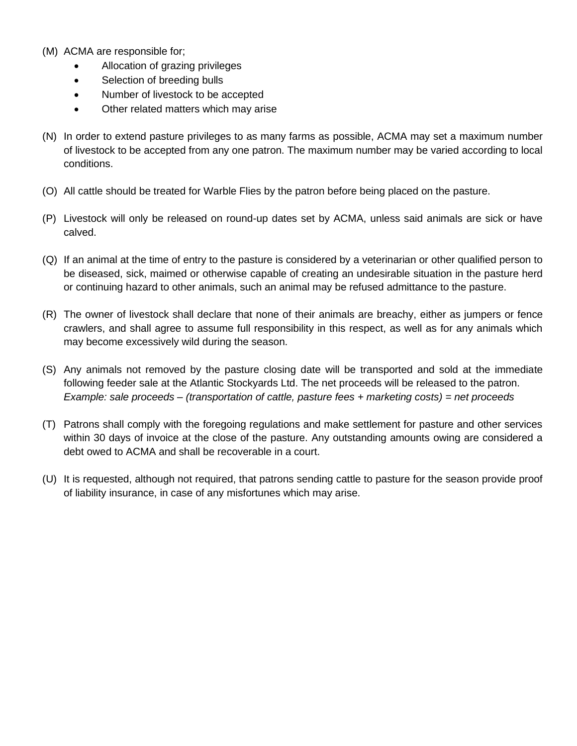(M) ACMA are responsible for;

- Allocation of grazing privileges
- Selection of breeding bulls
- Number of livestock to be accepted
- Other related matters which may arise

(N) In order to extend pasture privileges to as many farms as possible, ACMA may set a maximum number of livestock to be accepted from any one patron. The maximum number may be varied according to local conditions.

(O) All cattle should be treated for Warble Flies by the patron before being placed on the pasture.

(P) Livestock will only be released on round-up dates set by ACMA, unless said animals are sick or have calved.

(Q) If an animal at the time of entry to the pasture is considered by a veterinarian or other qualified person to be diseased, sick, maimed or otherwise capable of creating an undesirable situation in the pasture herd or continuing hazard to other animals, such an animal may be refused admittance to the pasture.

(R) The owner of livestock shall declare that none of their animals are breachy, either as jumpers or fence crawlers, and shall agree to assume full responsibility in this respect, as well as for any animals which may become excessively wild during the season.

(S) Any animals not removed by the pasture closing date will be transported and sold at the immediate following feeder sale at the Atlantic Stockyards Ltd. The net proceeds will be released to the patron.
*Example: sale proceeds – (transportation of cattle, pasture fees + marketing costs) = net proceeds*

(T) Patrons shall comply with the foregoing regulations and make settlement for pasture and other services within 30 days of invoice at the close of the pasture. Any outstanding amounts owing are considered a debt owed to ACMA and shall be recoverable in a court.

(U) It is requested, although not required, that patrons sending cattle to pasture for the season provide proof of liability insurance, in case of any misfortunes which may arise.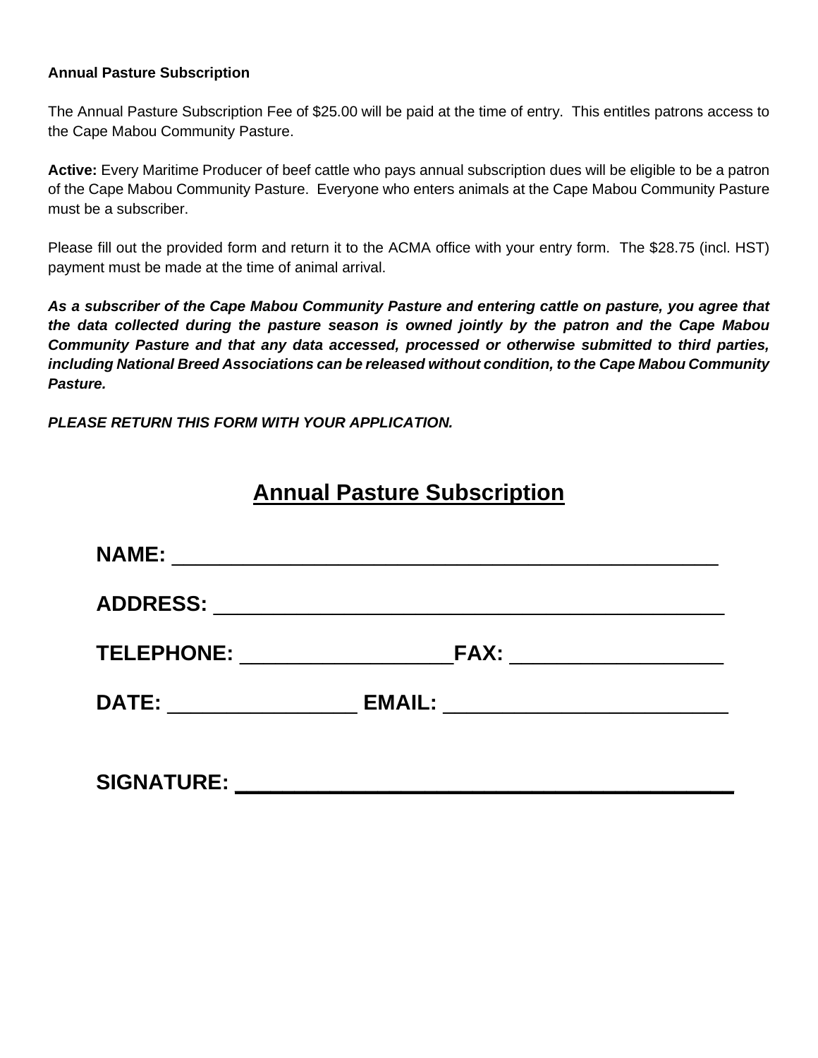**Annual Pasture Subscription**

The Annual Pasture Subscription Fee of $25.00 will be paid at the time of entry. This entitles patrons access to the Cape Mabou Community Pasture.

**Active:** Every Maritime Producer of beef cattle who pays annual subscription dues will be eligible to be a patron of the Cape Mabou Community Pasture. Everyone who enters animals at the Cape Mabou Community Pasture must be a subscriber.

Please fill out the provided form and return it to the ACMA office with your entry form. The $28.75 (incl. HST) payment must be made at the time of animal arrival.

***As a subscriber of the Cape Mabou Community Pasture and entering cattle on pasture, you agree that the data collected during the pasture season is owned jointly by the patron and the Cape Mabou Community Pasture and that any data accessed, processed or otherwise submitted to third parties, including National Breed Associations can be released without condition, to the Cape Mabou Community Pasture.***

***PLEASE RETURN THIS FORM WITH YOUR APPLICATION.***

## Annual Pasture Subscription

**NAME:** ___________________________________________________

**ADDRESS:** ________________________________________________

**TELEPHONE:** ___________________**FAX:** ___________________

**DATE:** ________________ **EMAIL:** _________________________

**SIGNATURE:** ____________________________________________